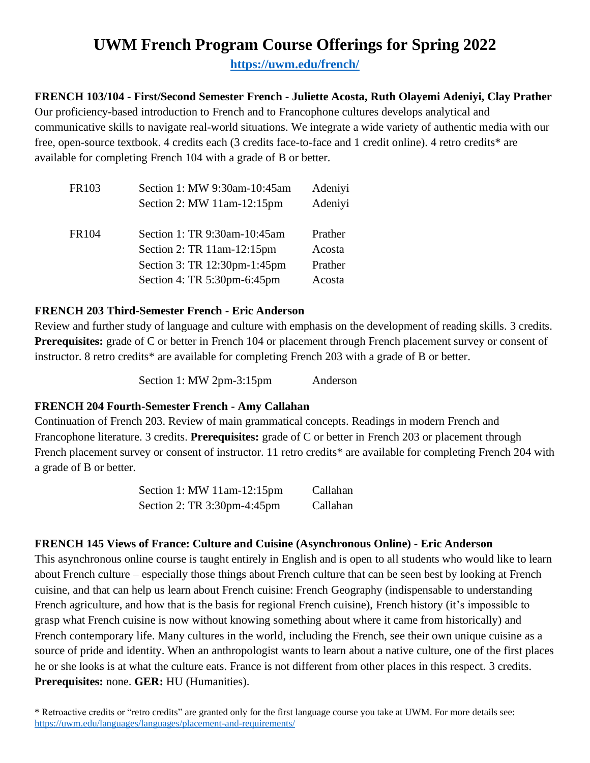# UWM French Program Course Offerings for Spring 2022

**https://uwm.edu/french/**

**FRENCH 103/104 - First/Second Semester French - Juliette Acosta, Ruth Olayemi Adeniyi, Clay Prather**

Our proficiency-based introduction to French and to Francophone cultures develops analytical and communicative skills to navigate real-world situations. We integrate a wide variety of authentic media with our free, open-source textbook. 4 credits each (3 credits face-to-face and 1 credit online). 4 retro credits* are available for completing French 104 with a grade of B or better.

| Course | Section | Instructor |
|---|---|---|
| FR103 | Section 1: MW 9:30am-10:45am | Adeniyi |
| | Section 2: MW 11am-12:15pm | Adeniyi |
| FR104 | Section 1: TR 9:30am-10:45am | Prather |
| | Section 2: TR 11am-12:15pm | Acosta |
| | Section 3: TR 12:30pm-1:45pm | Prather |
| | Section 4: TR 5:30pm-6:45pm | Acosta |

**FRENCH 203 Third-Semester French - Eric Anderson**

Review and further study of language and culture with emphasis on the development of reading skills. 3 credits. **Prerequisites:** grade of C or better in French 104 or placement through French placement survey or consent of instructor. 8 retro credits* are available for completing French 203 with a grade of B or better.

| Section | Instructor |
|---|---|
| Section 1: MW 2pm-3:15pm | Anderson |

**FRENCH 204 Fourth-Semester French - Amy Callahan**

Continuation of French 203. Review of main grammatical concepts. Readings in modern French and Francophone literature. 3 credits. **Prerequisites:** grade of C or better in French 203 or placement through French placement survey or consent of instructor. 11 retro credits* are available for completing French 204 with a grade of B or better.

| Section | Instructor |
|---|---|
| Section 1: MW 11am-12:15pm | Callahan |
| Section 2: TR 3:30pm-4:45pm | Callahan |

**FRENCH 145 Views of France: Culture and Cuisine (Asynchronous Online) - Eric Anderson**

This asynchronous online course is taught entirely in English and is open to all students who would like to learn about French culture – especially those things about French culture that can be seen best by looking at French cuisine, and that can help us learn about French cuisine: French Geography (indispensable to understanding French agriculture, and how that is the basis for regional French cuisine), French history (it's impossible to grasp what French cuisine is now without knowing something about where it came from historically) and French contemporary life. Many cultures in the world, including the French, see their own unique cuisine as a source of pride and identity. When an anthropologist wants to learn about a native culture, one of the first places he or she looks is at what the culture eats. France is not different from other places in this respect. 3 credits. **Prerequisites:** none. **GER:** HU (Humanities).

* Retroactive credits or "retro credits" are granted only for the first language course you take at UWM. For more details see: https://uwm.edu/languages/languages/placement-and-requirements/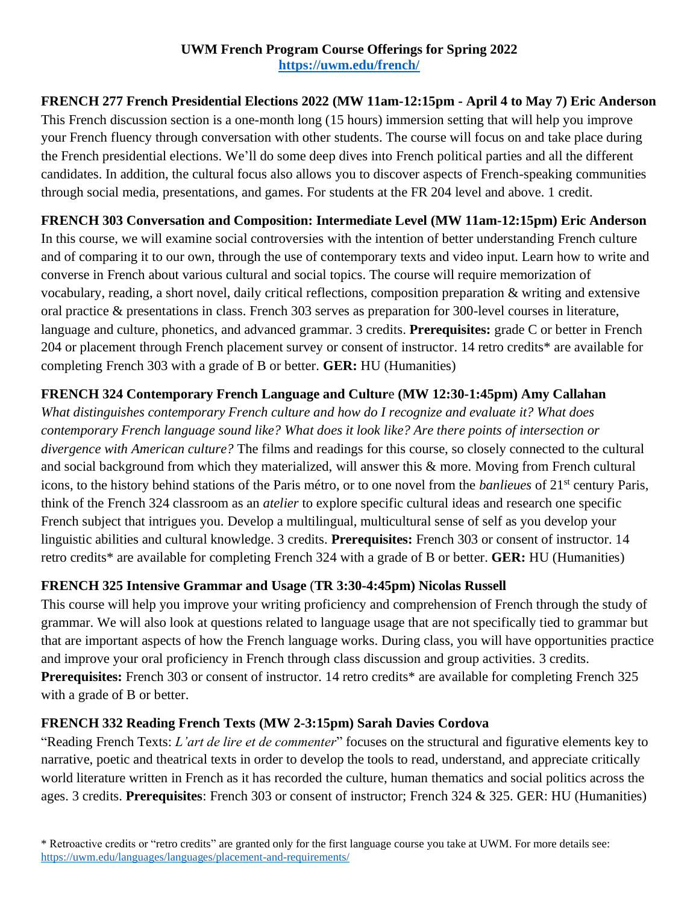**UWM French Program Course Offerings for Spring 2022**
**https://uwm.edu/french/**

**FRENCH 277 French Presidential Elections 2022 (MW 11am-12:15pm - April 4 to May 7) Eric Anderson**
This French discussion section is a one-month long (15 hours) immersion setting that will help you improve your French fluency through conversation with other students. The course will focus on and take place during the French presidential elections. We'll do some deep dives into French political parties and all the different candidates. In addition, the cultural focus also allows you to discover aspects of French-speaking communities through social media, presentations, and games. For students at the FR 204 level and above. 1 credit.

**FRENCH 303 Conversation and Composition: Intermediate Level (MW 11am-12:15pm) Eric Anderson**
In this course, we will examine social controversies with the intention of better understanding French culture and of comparing it to our own, through the use of contemporary texts and video input. Learn how to write and converse in French about various cultural and social topics. The course will require memorization of vocabulary, reading, a short novel, daily critical reflections, composition preparation & writing and extensive oral practice & presentations in class. French 303 serves as preparation for 300-level courses in literature, language and culture, phonetics, and advanced grammar. 3 credits. **Prerequisites:** grade C or better in French 204 or placement through French placement survey or consent of instructor. 14 retro credits* are available for completing French 303 with a grade of B or better. **GER:** HU (Humanities)

**FRENCH 324 Contemporary French Language and Culture (MW 12:30-1:45pm) Amy Callahan**
*What distinguishes contemporary French culture and how do I recognize and evaluate it? What does contemporary French language sound like? What does it look like? Are there points of intersection or divergence with American culture?* The films and readings for this course, so closely connected to the cultural and social background from which they materialized, will answer this & more. Moving from French cultural icons, to the history behind stations of the Paris métro, or to one novel from the *banlieues* of 21st century Paris, think of the French 324 classroom as an *atelier* to explore specific cultural ideas and research one specific French subject that intrigues you. Develop a multilingual, multicultural sense of self as you develop your linguistic abilities and cultural knowledge. 3 credits. **Prerequisites:** French 303 or consent of instructor. 14 retro credits* are available for completing French 324 with a grade of B or better. **GER:** HU (Humanities)

**FRENCH 325 Intensive Grammar and Usage (TR 3:30-4:45pm) Nicolas Russell**
This course will help you improve your writing proficiency and comprehension of French through the study of grammar. We will also look at questions related to language usage that are not specifically tied to grammar but that are important aspects of how the French language works. During class, you will have opportunities practice and improve your oral proficiency in French through class discussion and group activities. 3 credits. **Prerequisites:** French 303 or consent of instructor. 14 retro credits* are available for completing French 325 with a grade of B or better.

**FRENCH 332 Reading French Texts (MW 2-3:15pm) Sarah Davies Cordova**
"Reading French Texts: *L'art de lire et de commenter*" focuses on the structural and figurative elements key to narrative, poetic and theatrical texts in order to develop the tools to read, understand, and appreciate critically world literature written in French as it has recorded the culture, human thematics and social politics across the ages. 3 credits. **Prerequisites**: French 303 or consent of instructor; French 324 & 325. GER: HU (Humanities)

\* Retroactive credits or "retro credits" are granted only for the first language course you take at UWM. For more details see: https://uwm.edu/languages/languages/placement-and-requirements/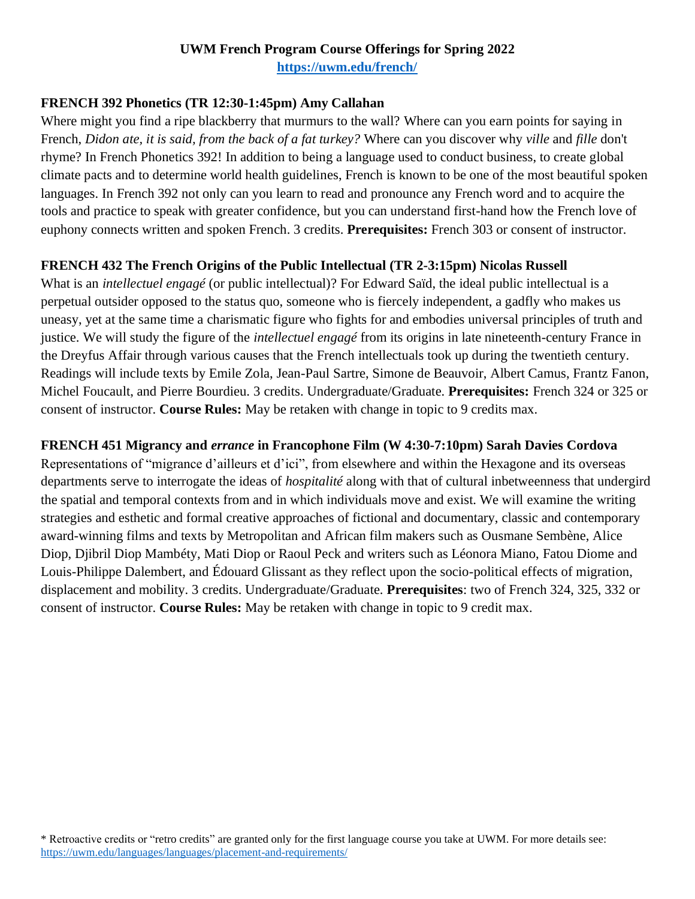**UWM French Program Course Offerings for Spring 2022**
**https://uwm.edu/french/**

**FRENCH 392 Phonetics (TR 12:30-1:45pm) Amy Callahan**

Where might you find a ripe blackberry that murmurs to the wall? Where can you earn points for saying in French, *Didon ate, it is said, from the back of a fat turkey?* Where can you discover why *ville* and *fille* don't rhyme? In French Phonetics 392! In addition to being a language used to conduct business, to create global climate pacts and to determine world health guidelines, French is known to be one of the most beautiful spoken languages. In French 392 not only can you learn to read and pronounce any French word and to acquire the tools and practice to speak with greater confidence, but you can understand first-hand how the French love of euphony connects written and spoken French. 3 credits. **Prerequisites:** French 303 or consent of instructor.

**FRENCH 432 The French Origins of the Public Intellectual (TR 2-3:15pm) Nicolas Russell**

What is an *intellectuel engagé* (or public intellectual)? For Edward Saïd, the ideal public intellectual is a perpetual outsider opposed to the status quo, someone who is fiercely independent, a gadfly who makes us uneasy, yet at the same time a charismatic figure who fights for and embodies universal principles of truth and justice. We will study the figure of the *intellectuel engagé* from its origins in late nineteenth-century France in the Dreyfus Affair through various causes that the French intellectuals took up during the twentieth century. Readings will include texts by Emile Zola, Jean-Paul Sartre, Simone de Beauvoir, Albert Camus, Frantz Fanon, Michel Foucault, and Pierre Bourdieu. 3 credits. Undergraduate/Graduate. **Prerequisites:** French 324 or 325 or consent of instructor. **Course Rules:** May be retaken with change in topic to 9 credits max.

**FRENCH 451 Migrancy and *errance* in Francophone Film (W 4:30-7:10pm) Sarah Davies Cordova**

Representations of "migrance d'ailleurs et d'ici", from elsewhere and within the Hexagone and its overseas departments serve to interrogate the ideas of *hospitalité* along with that of cultural inbetweenness that undergird the spatial and temporal contexts from and in which individuals move and exist. We will examine the writing strategies and esthetic and formal creative approaches of fictional and documentary, classic and contemporary award-winning films and texts by Metropolitan and African film makers such as Ousmane Sembène, Alice Diop, Djibril Diop Mambéty, Mati Diop or Raoul Peck and writers such as Léonora Miano, Fatou Diome and Louis-Philippe Dalembert, and Édouard Glissant as they reflect upon the socio-political effects of migration, displacement and mobility. 3 credits. Undergraduate/Graduate. **Prerequisites**: two of French 324, 325, 332 or consent of instructor. **Course Rules:** May be retaken with change in topic to 9 credit max.

\* Retroactive credits or "retro credits" are granted only for the first language course you take at UWM. For more details see: https://uwm.edu/languages/languages/placement-and-requirements/